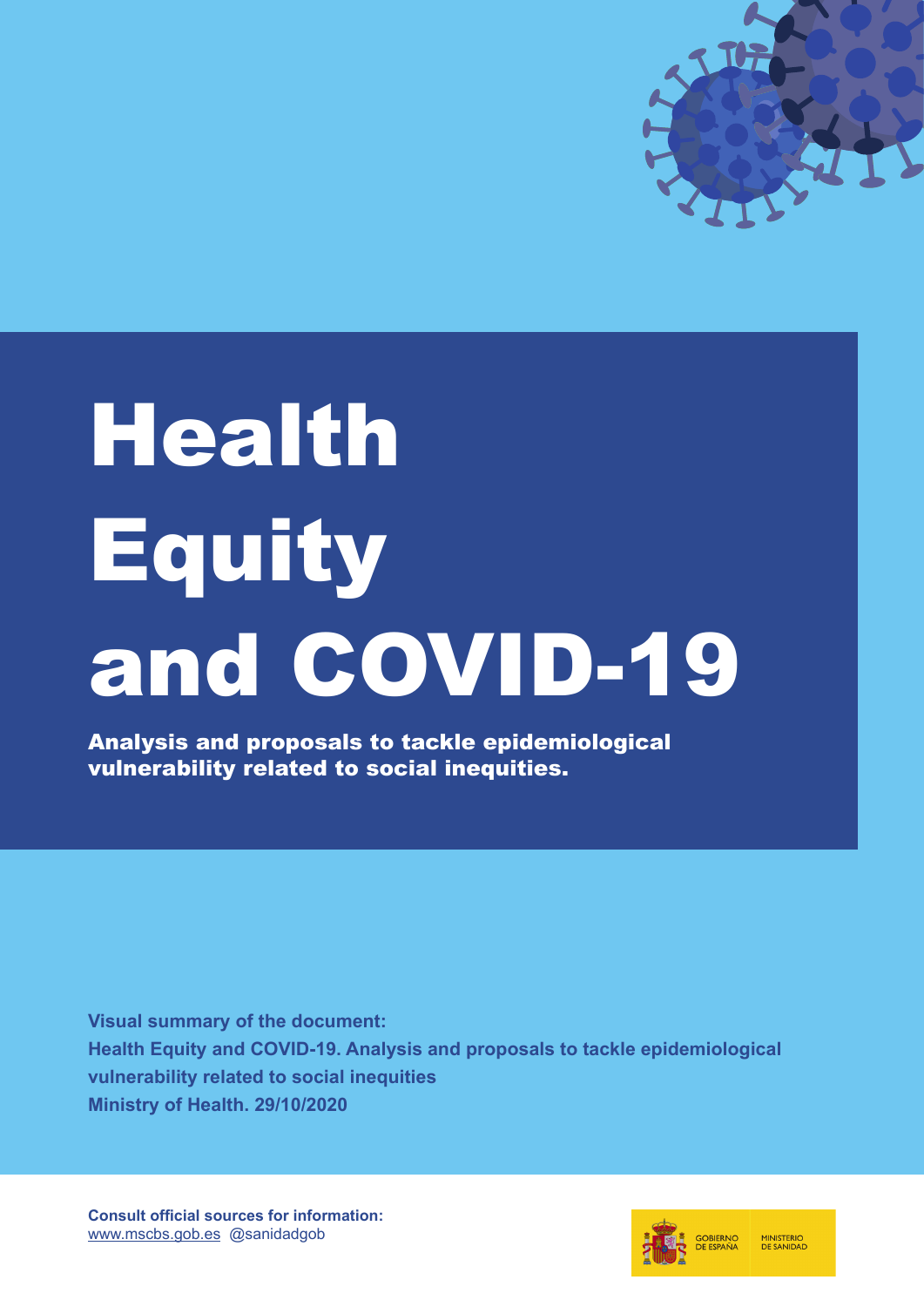# Health Equity and COVID-19

**Analysis and proposals to tackle epidemiological vulnerability related to social inequities.**

**Visual summary of the document:**
**Health Equity and COVID-19. Analysis and proposals to tackle epidemiological vulnerability related to social inequities**
**Ministry of Health. 29/10/2020**

**Consult official sources for information:**
www.mscbs.gob.es @sanidadgob

GOBIERNO DE ESPAÑA MINISTERIO DE SANIDAD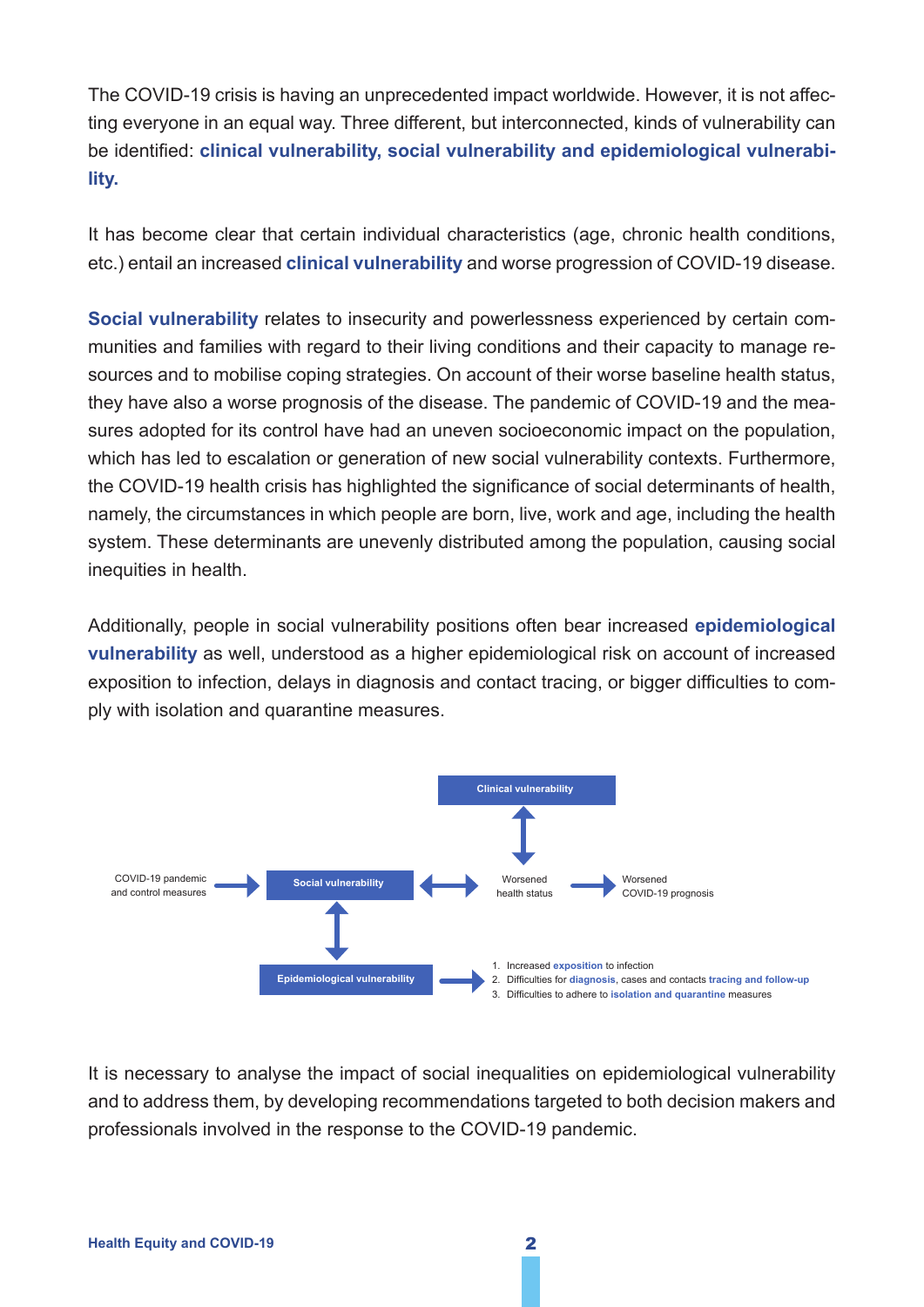The COVID-19 crisis is having an unprecedented impact worldwide. However, it is not affecting everyone in an equal way. Three different, but interconnected, kinds of vulnerability can be identified: **clinical vulnerability, social vulnerability and epidemiological vulnerability.**

It has become clear that certain individual characteristics (age, chronic health conditions, etc.) entail an increased **clinical vulnerability** and worse progression of COVID-19 disease.

**Social vulnerability** relates to insecurity and powerlessness experienced by certain communities and families with regard to their living conditions and their capacity to manage resources and to mobilise coping strategies. On account of their worse baseline health status, they have also a worse prognosis of the disease. The pandemic of COVID-19 and the measures adopted for its control have had an uneven socioeconomic impact on the population, which has led to escalation or generation of new social vulnerability contexts. Furthermore, the COVID-19 health crisis has highlighted the significance of social determinants of health, namely, the circumstances in which people are born, live, work and age, including the health system. These determinants are unevenly distributed among the population, causing social inequities in health.

Additionally, people in social vulnerability positions often bear increased **epidemiological vulnerability** as well, understood as a higher epidemiological risk on account of increased exposition to infection, delays in diagnosis and contact tracing, or bigger difficulties to comply with isolation and quarantine measures.

COVID-19 pandemic and control measures → **Social vulnerability** ↔ Worsened health status → Worsened COVID-19 prognosis

**Clinical vulnerability** ↕ Worsened health status

**Social vulnerability** ↕ **Epidemiological vulnerability** →

1. Increased **exposition** to infection
2. Difficulties for **diagnosis**, cases and contacts **tracing and follow-up**
3. Difficulties to adhere to **isolation and quarantine** measures

It is necessary to analyse the impact of social inequalities on epidemiological vulnerability and to address them, by developing recommendations targeted to both decision makers and professionals involved in the response to the COVID-19 pandemic.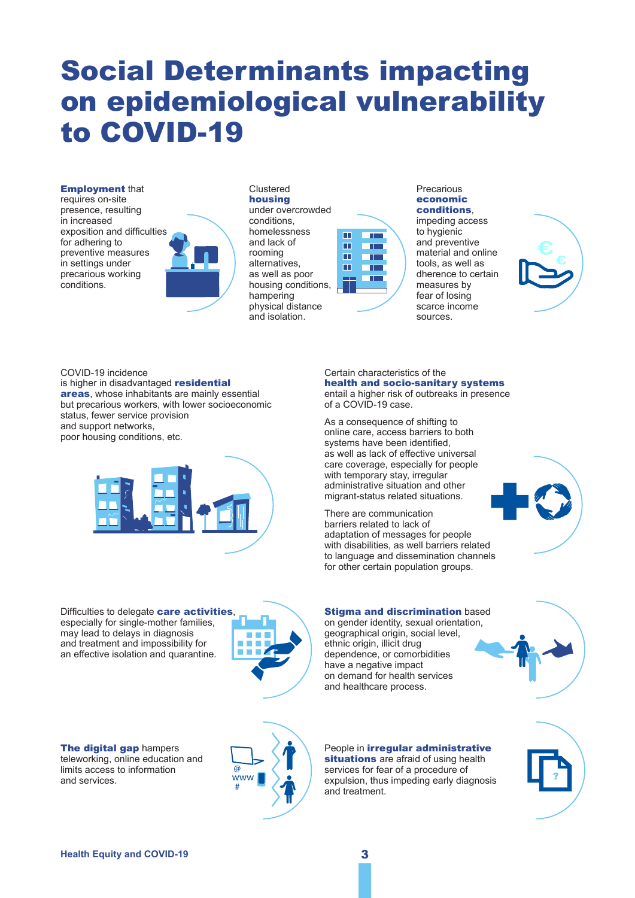# Social Determinants impacting on epidemiological vulnerability to COVID-19

**Employment** that requires on-site presence, resulting in increased exposition and difficulties for adhering to preventive measures in settings under precarious working conditions.

Clustered **housing** under overcrowded conditions, homelessness and lack of rooming alternatives, as well as poor housing conditions, hampering physical distance and isolation.

Precarious **economic conditions**, impeding access to hygienic and preventive material and online tools, as well as dherence to certain measures by fear of losing scarce income sources.

COVID-19 incidence is higher in disadvantaged **residential areas**, whose inhabitants are mainly essential but precarious workers, with lower socioeconomic status, fewer service provision and support networks, poor housing conditions, etc.

Certain characteristics of the **health and socio-sanitary systems** entail a higher risk of outbreaks in presence of a COVID-19 case.

As a consequence of shifting to online care, access barriers to both systems have been identified, as well as lack of effective universal care coverage, especially for people with temporary stay, irregular administrative situation and other migrant-status related situations.

There are communication barriers related to lack of adaptation of messages for people with disabilities, as well barriers related to language and dissemination channels for other certain population groups.

Difficulties to delegate **care activities**, especially for single-mother families, may lead to delays in diagnosis and treatment and impossibility for an effective isolation and quarantine.

**Stigma and discrimination** based on gender identity, sexual orientation, geographical origin, social level, ethnic origin, illicit drug dependence, or comorbidities have a negative impact on demand for health services and healthcare process.

**The digital gap** hampers teleworking, online education and limits access to information and services.

People in **irregular administrative situations** are afraid of using health services for fear of a procedure of expulsion, thus impeding early diagnosis and treatment.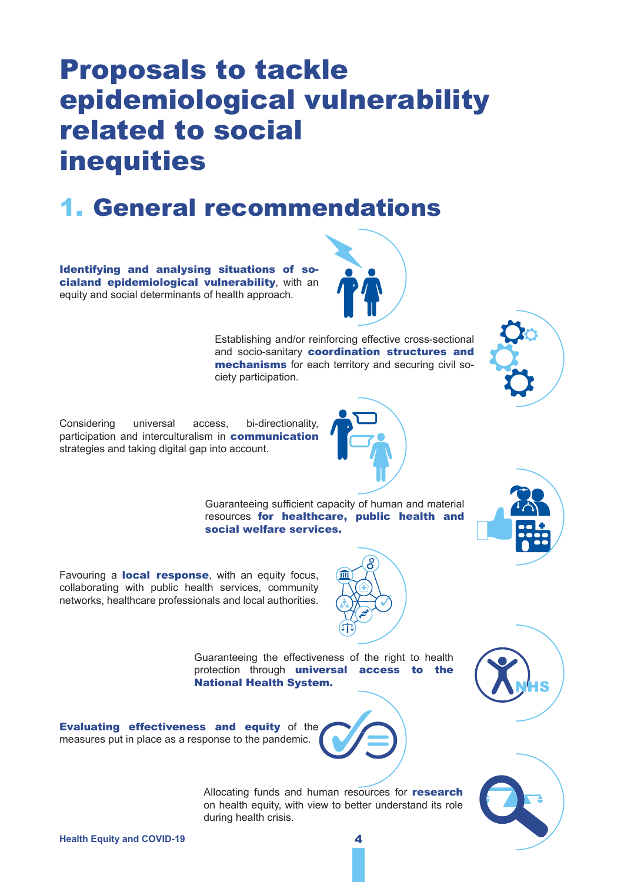# Proposals to tackle epidemiological vulnerability related to social inequities

## 1. General recommendations

**Identifying and analysing situations of socialand epidemiological vulnerability**, with an equity and social determinants of health approach.

Establishing and/or reinforcing effective cross-sectional and socio-sanitary **coordination structures and mechanisms** for each territory and securing civil society participation.

Considering universal access, bi-directionality, participation and interculturalism in **communication** strategies and taking digital gap into account.

Guaranteeing sufficient capacity of human and material resources **for healthcare, public health and social welfare services.**

Favouring a **local response**, with an equity focus, collaborating with public health services, community networks, healthcare professionals and local authorities.

Guaranteeing the effectiveness of the right to health protection through **universal access to the National Health System.**

**Evaluating effectiveness and equity** of the measures put in place as a response to the pandemic.

Allocating funds and human resources for **research** on health equity, with view to better understand its role during health crisis.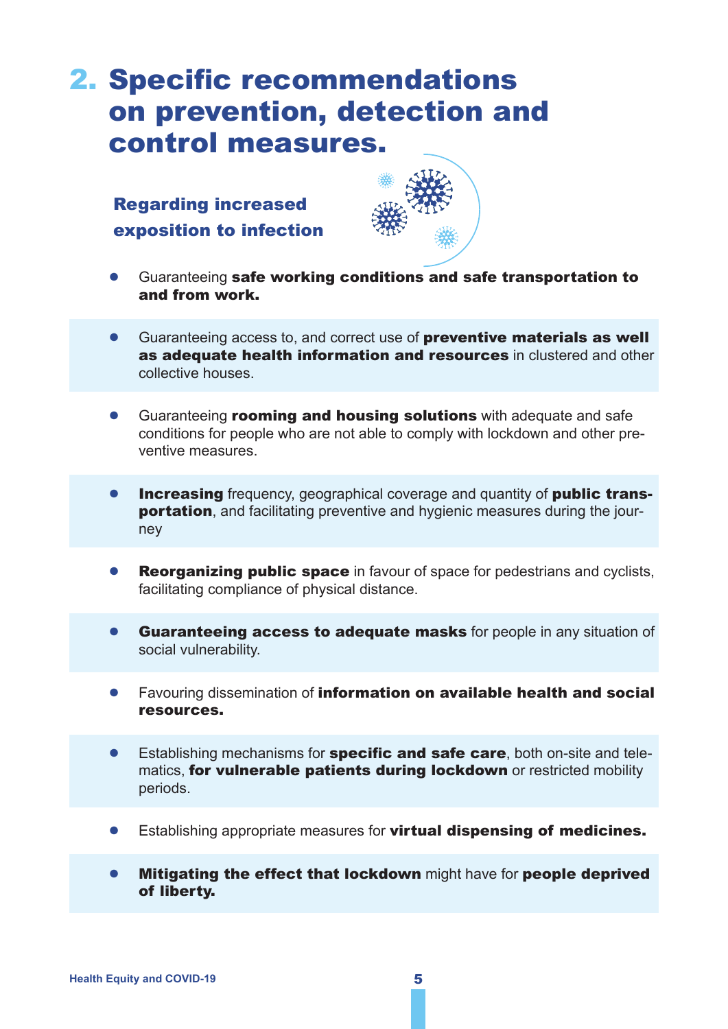# 2. Specific recommendations on prevention, detection and control measures.

### Regarding increased exposition to infection

- Guaranteeing **safe working conditions and safe transportation to and from work.**
- Guaranteeing access to, and correct use of **preventive materials as well as adequate health information and resources** in clustered and other collective houses.
- Guaranteeing **rooming and housing solutions** with adequate and safe conditions for people who are not able to comply with lockdown and other preventive measures.
- **Increasing** frequency, geographical coverage and quantity of **public transportation**, and facilitating preventive and hygienic measures during the journey
- **Reorganizing public space** in favour of space for pedestrians and cyclists, facilitating compliance of physical distance.
- **Guaranteeing access to adequate masks** for people in any situation of social vulnerability.
- Favouring dissemination of **information on available health and social resources.**
- Establishing mechanisms for **specific and safe care**, both on-site and telematics, **for vulnerable patients during lockdown** or restricted mobility periods.
- Establishing appropriate measures for **virtual dispensing of medicines.**
- **Mitigating the effect that lockdown** might have for **people deprived of liberty.**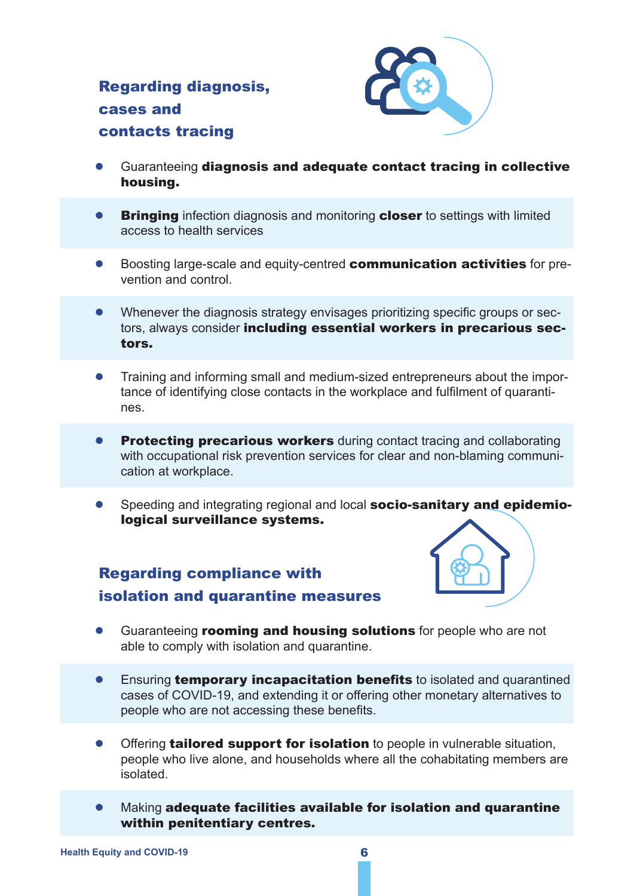## Regarding diagnosis, cases and contacts tracing

- Guaranteeing **diagnosis and adequate contact tracing in collective housing.**
- **Bringing** infection diagnosis and monitoring **closer** to settings with limited access to health services
- Boosting large-scale and equity-centred **communication activities** for prevention and control.
- Whenever the diagnosis strategy envisages prioritizing specific groups or sectors, always consider **including essential workers in precarious sectors.**
- Training and informing small and medium-sized entrepreneurs about the importance of identifying close contacts in the workplace and fulfilment of quarantines.
- **Protecting precarious workers** during contact tracing and collaborating with occupational risk prevention services for clear and non-blaming communication at workplace.
- Speeding and integrating regional and local **socio-sanitary and epidemiological surveillance systems.**

## Regarding compliance with isolation and quarantine measures

- Guaranteeing **rooming and housing solutions** for people who are not able to comply with isolation and quarantine.
- Ensuring **temporary incapacitation benefits** to isolated and quarantined cases of COVID-19, and extending it or offering other monetary alternatives to people who are not accessing these benefits.
- Offering **tailored support for isolation** to people in vulnerable situation, people who live alone, and households where all the cohabitating members are isolated.
- Making **adequate facilities available for isolation and quarantine within penitentiary centres.**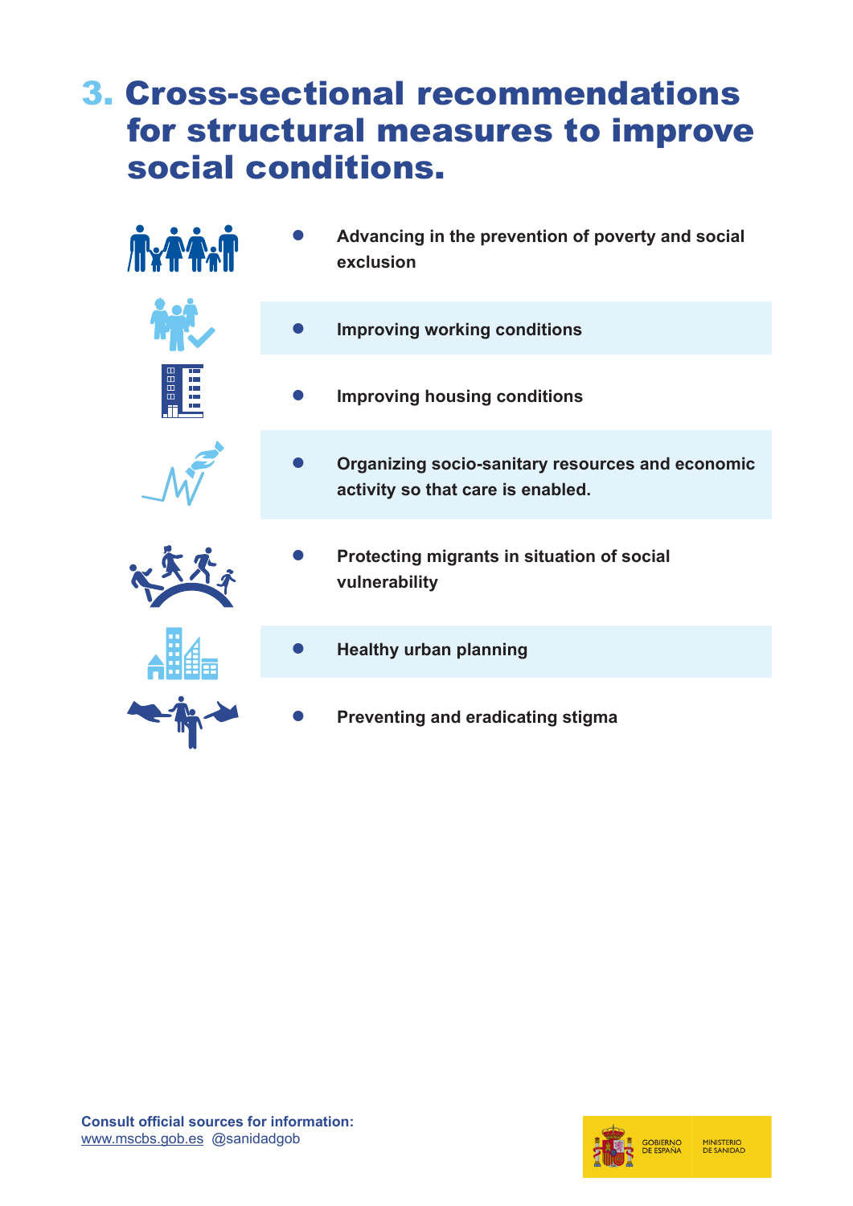# 3. Cross-sectional recommendations for structural measures to improve social conditions.

- **Advancing in the prevention of poverty and social exclusion**
- **Improving working conditions**
- **Improving housing conditions**
- **Organizing socio-sanitary resources and economic activity so that care is enabled.**
- **Protecting migrants in situation of social vulnerability**
- **Healthy urban planning**
- **Preventing and eradicating stigma**

**Consult official sources for information:**
www.mscbs.gob.es @sanidadgob

GOBIERNO DE ESPAÑA MINISTERIO DE SANIDAD